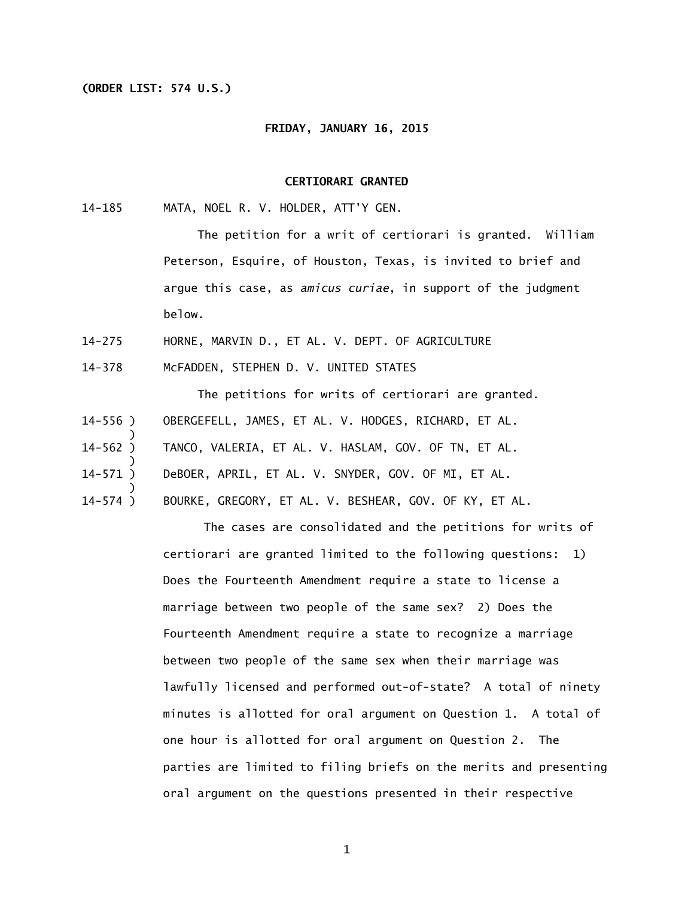**(ORDER LIST: 574 U.S.)**

**FRIDAY, JANUARY 16, 2015**

**CERTIORARI GRANTED**

14-185 MATA, NOEL R. V. HOLDER, ATT'Y GEN.

The petition for a writ of certiorari is granted. William Peterson, Esquire, of Houston, Texas, is invited to brief and argue this case, as *amicus curiae*, in support of the judgment below.

14-275 HORNE, MARVIN D., ET AL. V. DEPT. OF AGRICULTURE

14-378 McFADDEN, STEPHEN D. V. UNITED STATES

The petitions for writs of certiorari are granted.

14-556 ) OBERGEFELL, JAMES, ET AL. V. HODGES, RICHARD, ET AL.
14-562 ) TANCO, VALERIA, ET AL. V. HASLAM, GOV. OF TN, ET AL.
14-571 ) DeBOER, APRIL, ET AL. V. SNYDER, GOV. OF MI, ET AL.
14-574 ) BOURKE, GREGORY, ET AL. V. BESHEAR, GOV. OF KY, ET AL.

The cases are consolidated and the petitions for writs of certiorari are granted limited to the following questions: 1) Does the Fourteenth Amendment require a state to license a marriage between two people of the same sex? 2) Does the Fourteenth Amendment require a state to recognize a marriage between two people of the same sex when their marriage was lawfully licensed and performed out-of-state? A total of ninety minutes is allotted for oral argument on Question 1. A total of one hour is allotted for oral argument on Question 2. The parties are limited to filing briefs on the merits and presenting oral argument on the questions presented in their respective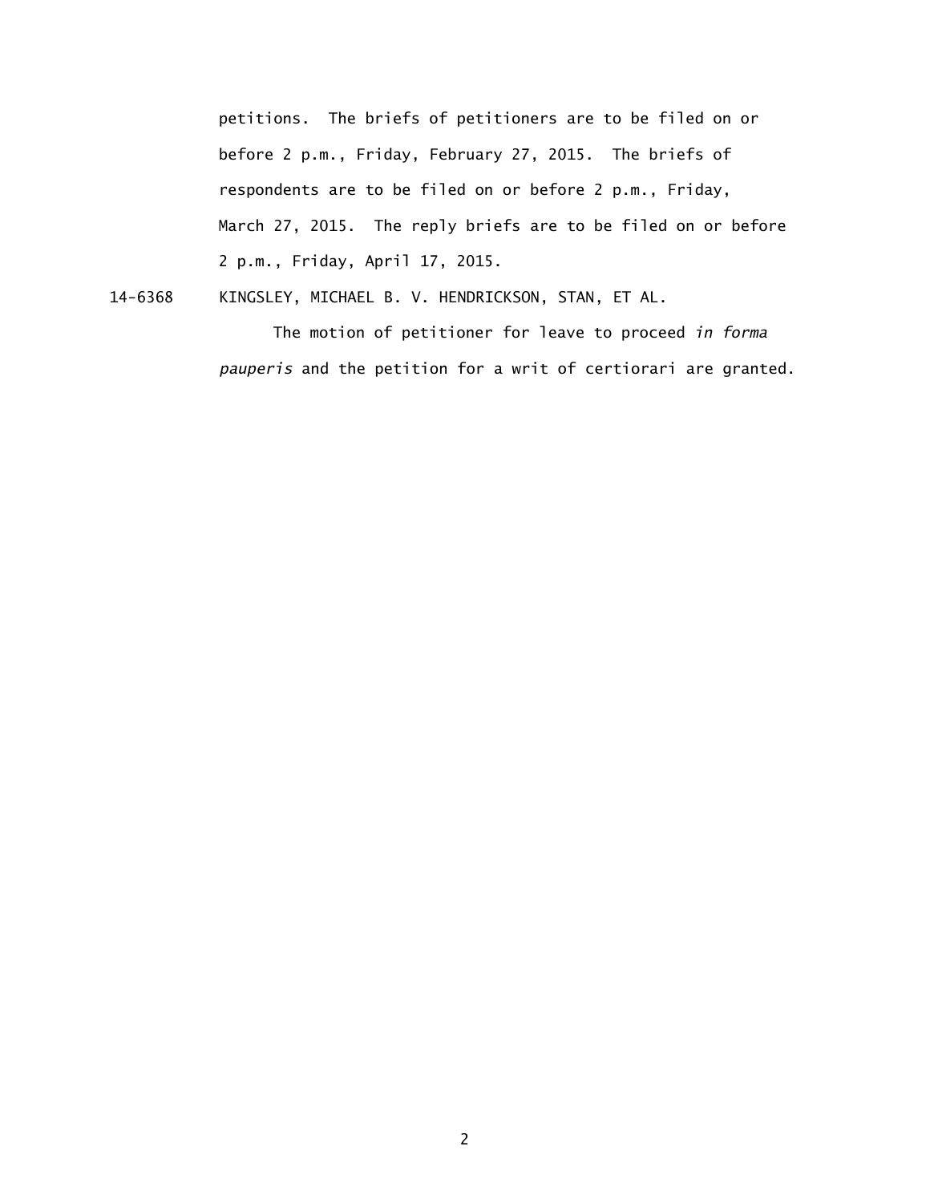petitions. The briefs of petitioners are to be filed on or before 2 p.m., Friday, February 27, 2015. The briefs of respondents are to be filed on or before 2 p.m., Friday, March 27, 2015. The reply briefs are to be filed on or before 2 p.m., Friday, April 17, 2015.

14-6368 KINGSLEY, MICHAEL B. V. HENDRICKSON, STAN, ET AL.

The motion of petitioner for leave to proceed *in forma pauperis* and the petition for a writ of certiorari are granted.